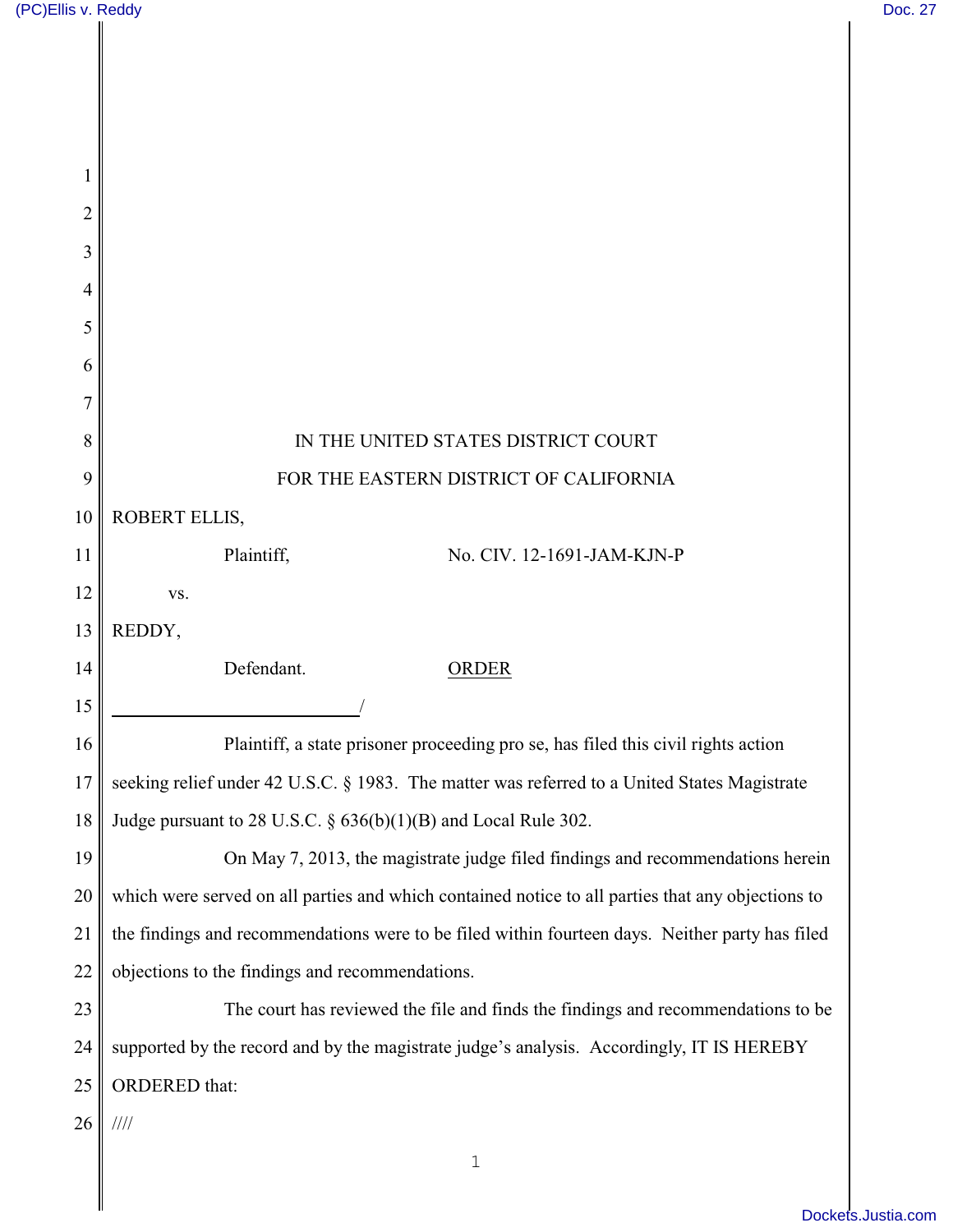IN THE UNITED STATES DISTRICT COURT

FOR THE EASTERN DISTRICT OF CALIFORNIA

ROBERT ELLIS,

Plaintiff, No. CIV. 12-1691-JAM-KJN-P

vs.

REDDY,

Defendant. ORDER

_______________________________/

Plaintiff, a state prisoner proceeding pro se, has filed this civil rights action seeking relief under 42 U.S.C. § 1983. The matter was referred to a United States Magistrate Judge pursuant to 28 U.S.C. § 636(b)(1)(B) and Local Rule 302.

On May 7, 2013, the magistrate judge filed findings and recommendations herein which were served on all parties and which contained notice to all parties that any objections to the findings and recommendations were to be filed within fourteen days. Neither party has filed objections to the findings and recommendations.

The court has reviewed the file and finds the findings and recommendations to be supported by the record and by the magistrate judge's analysis. Accordingly, IT IS HEREBY ORDERED that:

////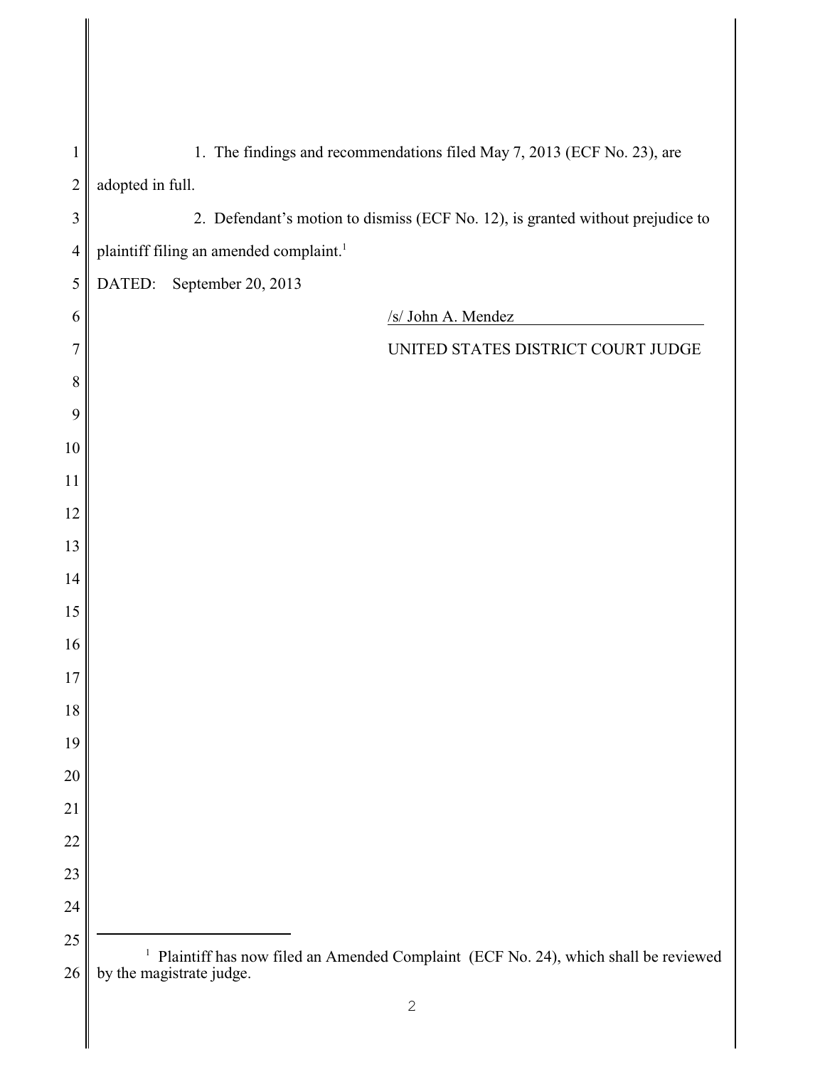1. The findings and recommendations filed May 7, 2013 (ECF No. 23), are adopted in full.

2. Defendant's motion to dismiss (ECF No. 12), is granted without prejudice to plaintiff filing an amended complaint.[1]

DATED: September 20, 2013

/s/ John A. Mendez

UNITED STATES DISTRICT COURT JUDGE

---

[1] Plaintiff has now filed an Amended Complaint (ECF No. 24), which shall be reviewed by the magistrate judge.